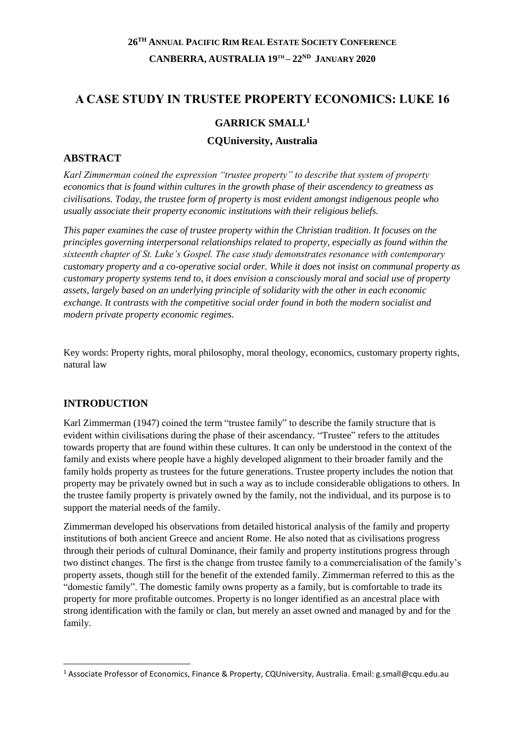**26TH ANNUAL PACIFIC RIM REAL ESTATE SOCIETY CONFERENCE**
**CANBERRA, AUSTRALIA 19TH – 22ND JANUARY 2020**

# A CASE STUDY IN TRUSTEE PROPERTY ECONOMICS: LUKE 16

## GARRICK SMALL[1]

### CQUniversity, Australia

## ABSTRACT

*Karl Zimmerman coined the expression "trustee property" to describe that system of property economics that is found within cultures in the growth phase of their ascendency to greatness as civilisations. Today, the trustee form of property is most evident amongst indigenous people who usually associate their property economic institutions with their religious beliefs.*

*This paper examines the case of trustee property within the Christian tradition. It focuses on the principles governing interpersonal relationships related to property, especially as found within the sixteenth chapter of St. Luke's Gospel. The case study demonstrates resonance with contemporary customary property and a co-operative social order. While it does not insist on communal property as customary property systems tend to, it does envision a consciously moral and social use of property assets, largely based on an underlying principle of solidarity with the other in each economic exchange. It contrasts with the competitive social order found in both the modern socialist and modern private property economic regimes.*

Key words: Property rights, moral philosophy, moral theology, economics, customary property rights, natural law

## INTRODUCTION

Karl Zimmerman (1947) coined the term "trustee family" to describe the family structure that is evident within civilisations during the phase of their ascendancy. "Trustee" refers to the attitudes towards property that are found within these cultures. It can only be understood in the context of the family and exists where people have a highly developed alignment to their broader family and the family holds property as trustees for the future generations. Trustee property includes the notion that property may be privately owned but in such a way as to include considerable obligations to others. In the trustee family property is privately owned by the family, not the individual, and its purpose is to support the material needs of the family.

Zimmerman developed his observations from detailed historical analysis of the family and property institutions of both ancient Greece and ancient Rome. He also noted that as civilisations progress through their periods of cultural Dominance, their family and property institutions progress through two distinct changes. The first is the change from trustee family to a commercialisation of the family's property assets, though still for the benefit of the extended family. Zimmerman referred to this as the "domestic family". The domestic family owns property as a family, but is comfortable to trade its property for more profitable outcomes. Property is no longer identified as an ancestral place with strong identification with the family or clan, but merely an asset owned and managed by and for the family.

[1] Associate Professor of Economics, Finance & Property, CQUniversity, Australia. Email: g.small@cqu.edu.au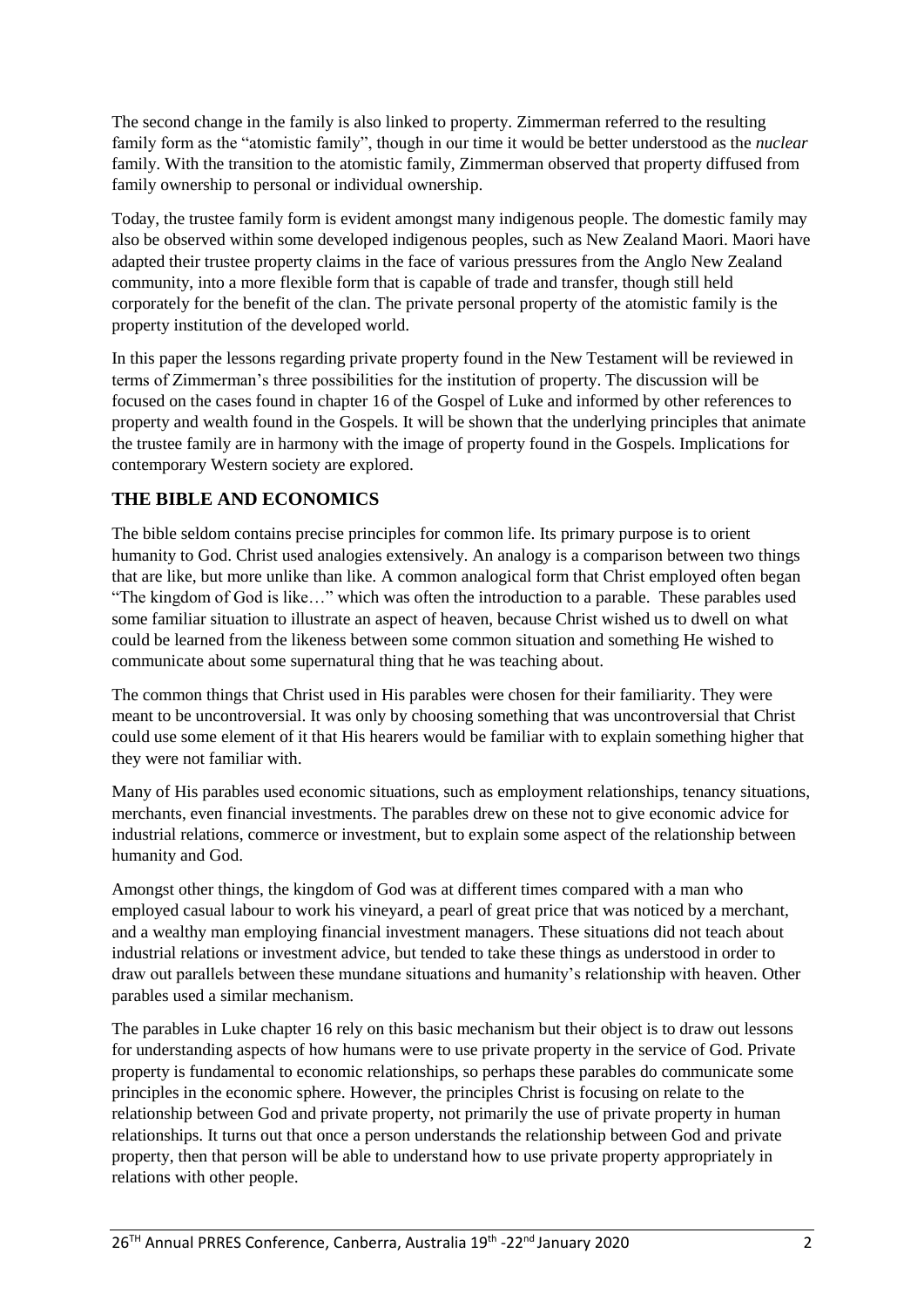The second change in the family is also linked to property. Zimmerman referred to the resulting family form as the "atomistic family", though in our time it would be better understood as the *nuclear* family. With the transition to the atomistic family, Zimmerman observed that property diffused from family ownership to personal or individual ownership.

Today, the trustee family form is evident amongst many indigenous people. The domestic family may also be observed within some developed indigenous peoples, such as New Zealand Maori. Maori have adapted their trustee property claims in the face of various pressures from the Anglo New Zealand community, into a more flexible form that is capable of trade and transfer, though still held corporately for the benefit of the clan. The private personal property of the atomistic family is the property institution of the developed world.

In this paper the lessons regarding private property found in the New Testament will be reviewed in terms of Zimmerman's three possibilities for the institution of property. The discussion will be focused on the cases found in chapter 16 of the Gospel of Luke and informed by other references to property and wealth found in the Gospels. It will be shown that the underlying principles that animate the trustee family are in harmony with the image of property found in the Gospels. Implications for contemporary Western society are explored.

## THE BIBLE AND ECONOMICS

The bible seldom contains precise principles for common life. Its primary purpose is to orient humanity to God. Christ used analogies extensively. An analogy is a comparison between two things that are like, but more unlike than like. A common analogical form that Christ employed often began "The kingdom of God is like…" which was often the introduction to a parable. These parables used some familiar situation to illustrate an aspect of heaven, because Christ wished us to dwell on what could be learned from the likeness between some common situation and something He wished to communicate about some supernatural thing that he was teaching about.

The common things that Christ used in His parables were chosen for their familiarity. They were meant to be uncontroversial. It was only by choosing something that was uncontroversial that Christ could use some element of it that His hearers would be familiar with to explain something higher that they were not familiar with.

Many of His parables used economic situations, such as employment relationships, tenancy situations, merchants, even financial investments. The parables drew on these not to give economic advice for industrial relations, commerce or investment, but to explain some aspect of the relationship between humanity and God.

Amongst other things, the kingdom of God was at different times compared with a man who employed casual labour to work his vineyard, a pearl of great price that was noticed by a merchant, and a wealthy man employing financial investment managers. These situations did not teach about industrial relations or investment advice, but tended to take these things as understood in order to draw out parallels between these mundane situations and humanity's relationship with heaven. Other parables used a similar mechanism.

The parables in Luke chapter 16 rely on this basic mechanism but their object is to draw out lessons for understanding aspects of how humans were to use private property in the service of God. Private property is fundamental to economic relationships, so perhaps these parables do communicate some principles in the economic sphere. However, the principles Christ is focusing on relate to the relationship between God and private property, not primarily the use of private property in human relationships. It turns out that once a person understands the relationship between God and private property, then that person will be able to understand how to use private property appropriately in relations with other people.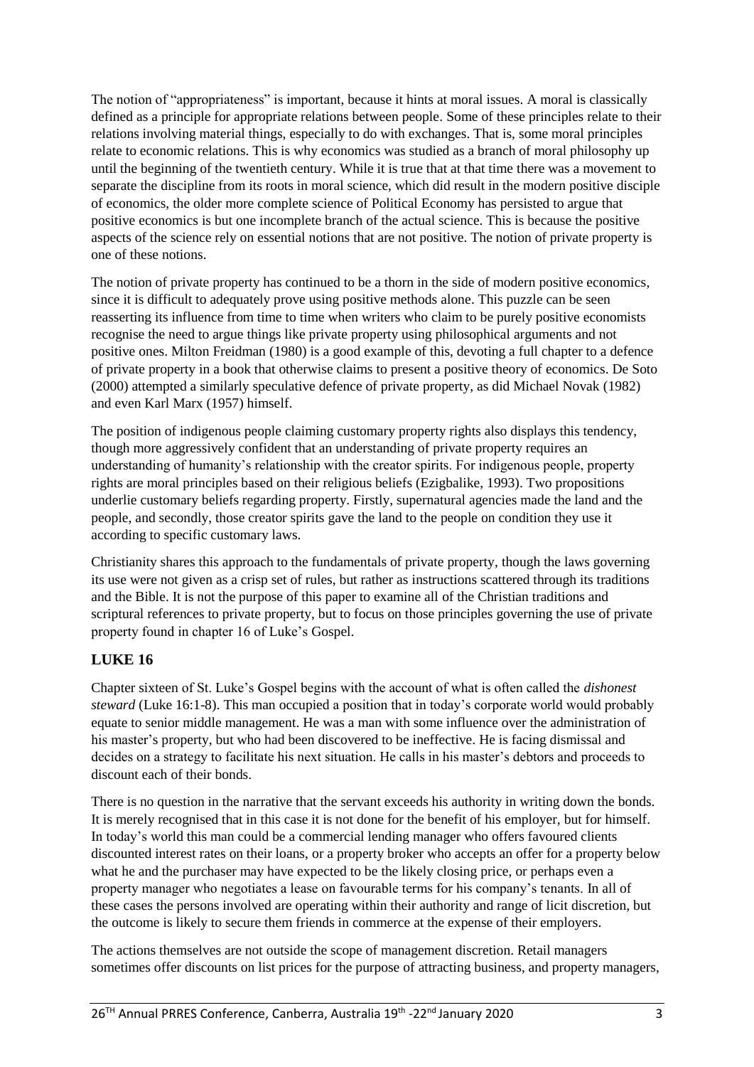The notion of "appropriateness" is important, because it hints at moral issues. A moral is classically defined as a principle for appropriate relations between people. Some of these principles relate to their relations involving material things, especially to do with exchanges. That is, some moral principles relate to economic relations. This is why economics was studied as a branch of moral philosophy up until the beginning of the twentieth century. While it is true that at that time there was a movement to separate the discipline from its roots in moral science, which did result in the modern positive disciple of economics, the older more complete science of Political Economy has persisted to argue that positive economics is but one incomplete branch of the actual science. This is because the positive aspects of the science rely on essential notions that are not positive. The notion of private property is one of these notions.

The notion of private property has continued to be a thorn in the side of modern positive economics, since it is difficult to adequately prove using positive methods alone. This puzzle can be seen reasserting its influence from time to time when writers who claim to be purely positive economists recognise the need to argue things like private property using philosophical arguments and not positive ones. Milton Freidman (1980) is a good example of this, devoting a full chapter to a defence of private property in a book that otherwise claims to present a positive theory of economics. De Soto (2000) attempted a similarly speculative defence of private property, as did Michael Novak (1982) and even Karl Marx (1957) himself.

The position of indigenous people claiming customary property rights also displays this tendency, though more aggressively confident that an understanding of private property requires an understanding of humanity's relationship with the creator spirits. For indigenous people, property rights are moral principles based on their religious beliefs (Ezigbalike, 1993). Two propositions underlie customary beliefs regarding property. Firstly, supernatural agencies made the land and the people, and secondly, those creator spirits gave the land to the people on condition they use it according to specific customary laws.

Christianity shares this approach to the fundamentals of private property, though the laws governing its use were not given as a crisp set of rules, but rather as instructions scattered through its traditions and the Bible. It is not the purpose of this paper to examine all of the Christian traditions and scriptural references to private property, but to focus on those principles governing the use of private property found in chapter 16 of Luke's Gospel.

## LUKE 16

Chapter sixteen of St. Luke's Gospel begins with the account of what is often called the *dishonest steward* (Luke 16:1-8). This man occupied a position that in today's corporate world would probably equate to senior middle management. He was a man with some influence over the administration of his master's property, but who had been discovered to be ineffective. He is facing dismissal and decides on a strategy to facilitate his next situation. He calls in his master's debtors and proceeds to discount each of their bonds.

There is no question in the narrative that the servant exceeds his authority in writing down the bonds. It is merely recognised that in this case it is not done for the benefit of his employer, but for himself. In today's world this man could be a commercial lending manager who offers favoured clients discounted interest rates on their loans, or a property broker who accepts an offer for a property below what he and the purchaser may have expected to be the likely closing price, or perhaps even a property manager who negotiates a lease on favourable terms for his company's tenants. In all of these cases the persons involved are operating within their authority and range of licit discretion, but the outcome is likely to secure them friends in commerce at the expense of their employers.

The actions themselves are not outside the scope of management discretion. Retail managers sometimes offer discounts on list prices for the purpose of attracting business, and property managers,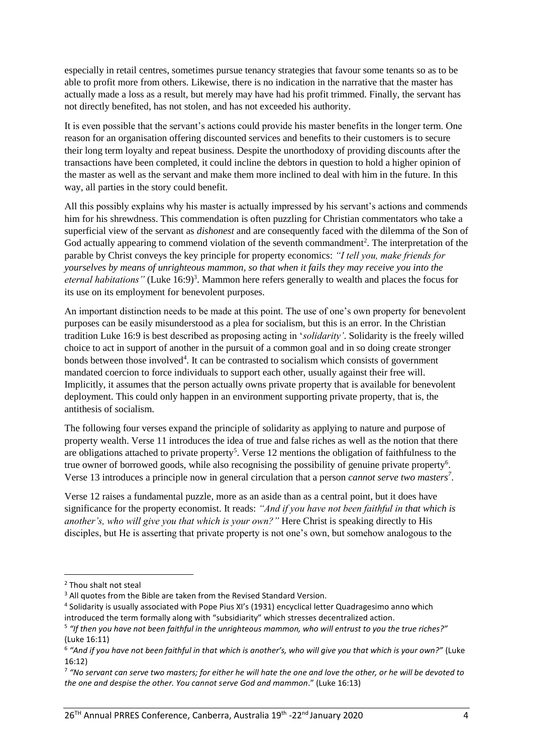especially in retail centres, sometimes pursue tenancy strategies that favour some tenants so as to be able to profit more from others. Likewise, there is no indication in the narrative that the master has actually made a loss as a result, but merely may have had his profit trimmed. Finally, the servant has not directly benefited, has not stolen, and has not exceeded his authority.

It is even possible that the servant's actions could provide his master benefits in the longer term. One reason for an organisation offering discounted services and benefits to their customers is to secure their long term loyalty and repeat business. Despite the unorthodoxy of providing discounts after the transactions have been completed, it could incline the debtors in question to hold a higher opinion of the master as well as the servant and make them more inclined to deal with him in the future. In this way, all parties in the story could benefit.

All this possibly explains why his master is actually impressed by his servant's actions and commends him for his shrewdness. This commendation is often puzzling for Christian commentators who take a superficial view of the servant as *dishonest* and are consequently faced with the dilemma of the Son of God actually appearing to commend violation of the seventh commandment[2]. The interpretation of the parable by Christ conveys the key principle for property economics: *"I tell you, make friends for yourselves by means of unrighteous mammon, so that when it fails they may receive you into the eternal habitations"* (Luke 16:9)[3]. Mammon here refers generally to wealth and places the focus for its use on its employment for benevolent purposes.

An important distinction needs to be made at this point. The use of one's own property for benevolent purposes can be easily misunderstood as a plea for socialism, but this is an error. In the Christian tradition Luke 16:9 is best described as proposing acting in '*solidarity'*. Solidarity is the freely willed choice to act in support of another in the pursuit of a common goal and in so doing create stronger bonds between those involved[4]. It can be contrasted to socialism which consists of government mandated coercion to force individuals to support each other, usually against their free will. Implicitly, it assumes that the person actually owns private property that is available for benevolent deployment. This could only happen in an environment supporting private property, that is, the antithesis of socialism.

The following four verses expand the principle of solidarity as applying to nature and purpose of property wealth. Verse 11 introduces the idea of true and false riches as well as the notion that there are obligations attached to private property[5]. Verse 12 mentions the obligation of faithfulness to the true owner of borrowed goods, while also recognising the possibility of genuine private property[6]. Verse 13 introduces a principle now in general circulation that a person *cannot serve two masters*[7].

Verse 12 raises a fundamental puzzle, more as an aside than as a central point, but it does have significance for the property economist. It reads: *"And if you have not been faithful in that which is another's, who will give you that which is your own?"* Here Christ is speaking directly to His disciples, but He is asserting that private property is not one's own, but somehow analogous to the

---

[2] Thou shalt not steal

[3] All quotes from the Bible are taken from the Revised Standard Version.

[4] Solidarity is usually associated with Pope Pius XI's (1931) encyclical letter Quadragesimo anno which introduced the term formally along with "subsidiarity" which stresses decentralized action.

[5] *"If then you have not been faithful in the unrighteous mammon, who will entrust to you the true riches?"* (Luke 16:11)

[6] *"And if you have not been faithful in that which is another's, who will give you that which is your own?"* (Luke 16:12)

[7] *"No servant can serve two masters; for either he will hate the one and love the other, or he will be devoted to the one and despise the other. You cannot serve God and mammon*." (Luke 16:13)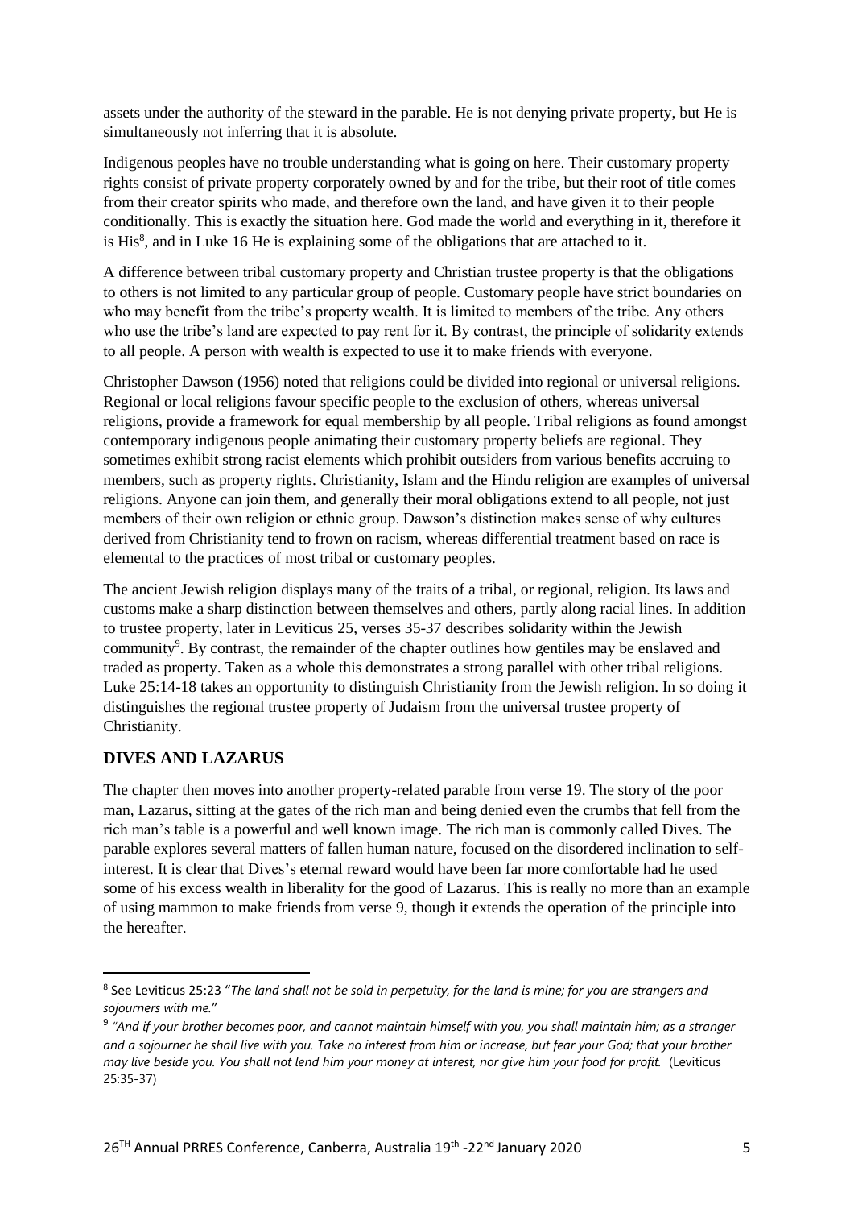assets under the authority of the steward in the parable. He is not denying private property, but He is simultaneously not inferring that it is absolute.

Indigenous peoples have no trouble understanding what is going on here. Their customary property rights consist of private property corporately owned by and for the tribe, but their root of title comes from their creator spirits who made, and therefore own the land, and have given it to their people conditionally. This is exactly the situation here. God made the world and everything in it, therefore it is His[8], and in Luke 16 He is explaining some of the obligations that are attached to it.

A difference between tribal customary property and Christian trustee property is that the obligations to others is not limited to any particular group of people. Customary people have strict boundaries on who may benefit from the tribe's property wealth. It is limited to members of the tribe. Any others who use the tribe's land are expected to pay rent for it. By contrast, the principle of solidarity extends to all people. A person with wealth is expected to use it to make friends with everyone.

Christopher Dawson (1956) noted that religions could be divided into regional or universal religions. Regional or local religions favour specific people to the exclusion of others, whereas universal religions, provide a framework for equal membership by all people. Tribal religions as found amongst contemporary indigenous people animating their customary property beliefs are regional. They sometimes exhibit strong racist elements which prohibit outsiders from various benefits accruing to members, such as property rights. Christianity, Islam and the Hindu religion are examples of universal religions. Anyone can join them, and generally their moral obligations extend to all people, not just members of their own religion or ethnic group. Dawson's distinction makes sense of why cultures derived from Christianity tend to frown on racism, whereas differential treatment based on race is elemental to the practices of most tribal or customary peoples.

The ancient Jewish religion displays many of the traits of a tribal, or regional, religion. Its laws and customs make a sharp distinction between themselves and others, partly along racial lines. In addition to trustee property, later in Leviticus 25, verses 35-37 describes solidarity within the Jewish community[9]. By contrast, the remainder of the chapter outlines how gentiles may be enslaved and traded as property. Taken as a whole this demonstrates a strong parallel with other tribal religions. Luke 25:14-18 takes an opportunity to distinguish Christianity from the Jewish religion. In so doing it distinguishes the regional trustee property of Judaism from the universal trustee property of Christianity.

## DIVES AND LAZARUS

The chapter then moves into another property-related parable from verse 19. The story of the poor man, Lazarus, sitting at the gates of the rich man and being denied even the crumbs that fell from the rich man's table is a powerful and well known image. The rich man is commonly called Dives. The parable explores several matters of fallen human nature, focused on the disordered inclination to self-interest. It is clear that Dives's eternal reward would have been far more comfortable had he used some of his excess wealth in liberality for the good of Lazarus. This is really no more than an example of using mammon to make friends from verse 9, though it extends the operation of the principle into the hereafter.

---

[8] See Leviticus 25:23 "*The land shall not be sold in perpetuity, for the land is mine; for you are strangers and sojourners with me.*"

[9] *"And if your brother becomes poor, and cannot maintain himself with you, you shall maintain him; as a stranger and a sojourner he shall live with you. Take no interest from him or increase, but fear your God; that your brother may live beside you. You shall not lend him your money at interest, nor give him your food for profit.* (Leviticus 25:35-37)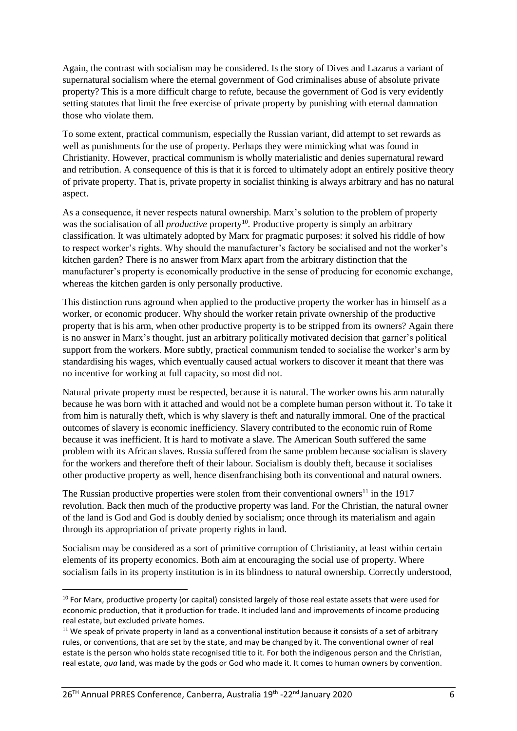Again, the contrast with socialism may be considered. Is the story of Dives and Lazarus a variant of supernatural socialism where the eternal government of God criminalises abuse of absolute private property? This is a more difficult charge to refute, because the government of God is very evidently setting statutes that limit the free exercise of private property by punishing with eternal damnation those who violate them.

To some extent, practical communism, especially the Russian variant, did attempt to set rewards as well as punishments for the use of property. Perhaps they were mimicking what was found in Christianity. However, practical communism is wholly materialistic and denies supernatural reward and retribution. A consequence of this is that it is forced to ultimately adopt an entirely positive theory of private property. That is, private property in socialist thinking is always arbitrary and has no natural aspect.

As a consequence, it never respects natural ownership. Marx's solution to the problem of property was the socialisation of all *productive* property[10]. Productive property is simply an arbitrary classification. It was ultimately adopted by Marx for pragmatic purposes: it solved his riddle of how to respect worker's rights. Why should the manufacturer's factory be socialised and not the worker's kitchen garden? There is no answer from Marx apart from the arbitrary distinction that the manufacturer's property is economically productive in the sense of producing for economic exchange, whereas the kitchen garden is only personally productive.

This distinction runs aground when applied to the productive property the worker has in himself as a worker, or economic producer. Why should the worker retain private ownership of the productive property that is his arm, when other productive property is to be stripped from its owners? Again there is no answer in Marx's thought, just an arbitrary politically motivated decision that garner's political support from the workers. More subtly, practical communism tended to socialise the worker's arm by standardising his wages, which eventually caused actual workers to discover it meant that there was no incentive for working at full capacity, so most did not.

Natural private property must be respected, because it is natural. The worker owns his arm naturally because he was born with it attached and would not be a complete human person without it. To take it from him is naturally theft, which is why slavery is theft and naturally immoral. One of the practical outcomes of slavery is economic inefficiency. Slavery contributed to the economic ruin of Rome because it was inefficient. It is hard to motivate a slave. The American South suffered the same problem with its African slaves. Russia suffered from the same problem because socialism is slavery for the workers and therefore theft of their labour. Socialism is doubly theft, because it socialises other productive property as well, hence disenfranchising both its conventional and natural owners.

The Russian productive properties were stolen from their conventional owners[11] in the 1917 revolution. Back then much of the productive property was land. For the Christian, the natural owner of the land is God and God is doubly denied by socialism; once through its materialism and again through its appropriation of private property rights in land.

Socialism may be considered as a sort of primitive corruption of Christianity, at least within certain elements of its property economics. Both aim at encouraging the social use of property. Where socialism fails in its property institution is in its blindness to natural ownership. Correctly understood,

---

[10] For Marx, productive property (or capital) consisted largely of those real estate assets that were used for economic production, that it production for trade. It included land and improvements of income producing real estate, but excluded private homes.

[11] We speak of private property in land as a conventional institution because it consists of a set of arbitrary rules, or conventions, that are set by the state, and may be changed by it. The conventional owner of real estate is the person who holds state recognised title to it. For both the indigenous person and the Christian, real estate, *qua* land, was made by the gods or God who made it. It comes to human owners by convention.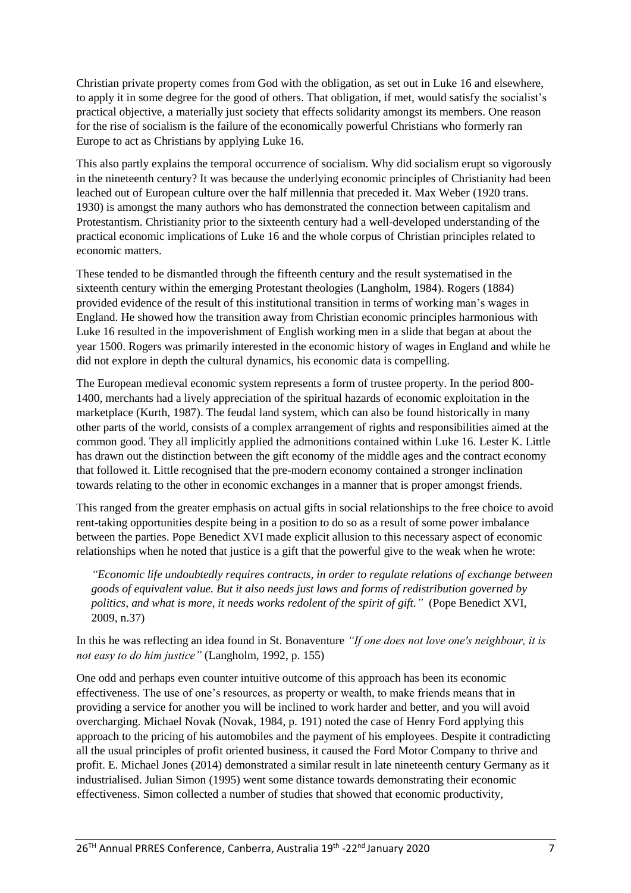Christian private property comes from God with the obligation, as set out in Luke 16 and elsewhere, to apply it in some degree for the good of others. That obligation, if met, would satisfy the socialist's practical objective, a materially just society that effects solidarity amongst its members. One reason for the rise of socialism is the failure of the economically powerful Christians who formerly ran Europe to act as Christians by applying Luke 16.

This also partly explains the temporal occurrence of socialism. Why did socialism erupt so vigorously in the nineteenth century? It was because the underlying economic principles of Christianity had been leached out of European culture over the half millennia that preceded it. Max Weber (1920 trans. 1930) is amongst the many authors who has demonstrated the connection between capitalism and Protestantism. Christianity prior to the sixteenth century had a well-developed understanding of the practical economic implications of Luke 16 and the whole corpus of Christian principles related to economic matters.

These tended to be dismantled through the fifteenth century and the result systematised in the sixteenth century within the emerging Protestant theologies (Langholm, 1984). Rogers (1884) provided evidence of the result of this institutional transition in terms of working man's wages in England. He showed how the transition away from Christian economic principles harmonious with Luke 16 resulted in the impoverishment of English working men in a slide that began at about the year 1500. Rogers was primarily interested in the economic history of wages in England and while he did not explore in depth the cultural dynamics, his economic data is compelling.

The European medieval economic system represents a form of trustee property. In the period 800-1400, merchants had a lively appreciation of the spiritual hazards of economic exploitation in the marketplace (Kurth, 1987). The feudal land system, which can also be found historically in many other parts of the world, consists of a complex arrangement of rights and responsibilities aimed at the common good. They all implicitly applied the admonitions contained within Luke 16. Lester K. Little has drawn out the distinction between the gift economy of the middle ages and the contract economy that followed it. Little recognised that the pre-modern economy contained a stronger inclination towards relating to the other in economic exchanges in a manner that is proper amongst friends.

This ranged from the greater emphasis on actual gifts in social relationships to the free choice to avoid rent-taking opportunities despite being in a position to do so as a result of some power imbalance between the parties. Pope Benedict XVI made explicit allusion to this necessary aspect of economic relationships when he noted that justice is a gift that the powerful give to the weak when he wrote:

> *"Economic life undoubtedly requires contracts, in order to regulate relations of exchange between goods of equivalent value. But it also needs just laws and forms of redistribution governed by politics, and what is more, it needs works redolent of the spirit of gift."* (Pope Benedict XVI, 2009, n.37)

In this he was reflecting an idea found in St. Bonaventure *"If one does not love one's neighbour, it is not easy to do him justice"* (Langholm, 1992, p. 155)

One odd and perhaps even counter intuitive outcome of this approach has been its economic effectiveness. The use of one's resources, as property or wealth, to make friends means that in providing a service for another you will be inclined to work harder and better, and you will avoid overcharging. Michael Novak (Novak, 1984, p. 191) noted the case of Henry Ford applying this approach to the pricing of his automobiles and the payment of his employees. Despite it contradicting all the usual principles of profit oriented business, it caused the Ford Motor Company to thrive and profit. E. Michael Jones (2014) demonstrated a similar result in late nineteenth century Germany as it industrialised. Julian Simon (1995) went some distance towards demonstrating their economic effectiveness. Simon collected a number of studies that showed that economic productivity,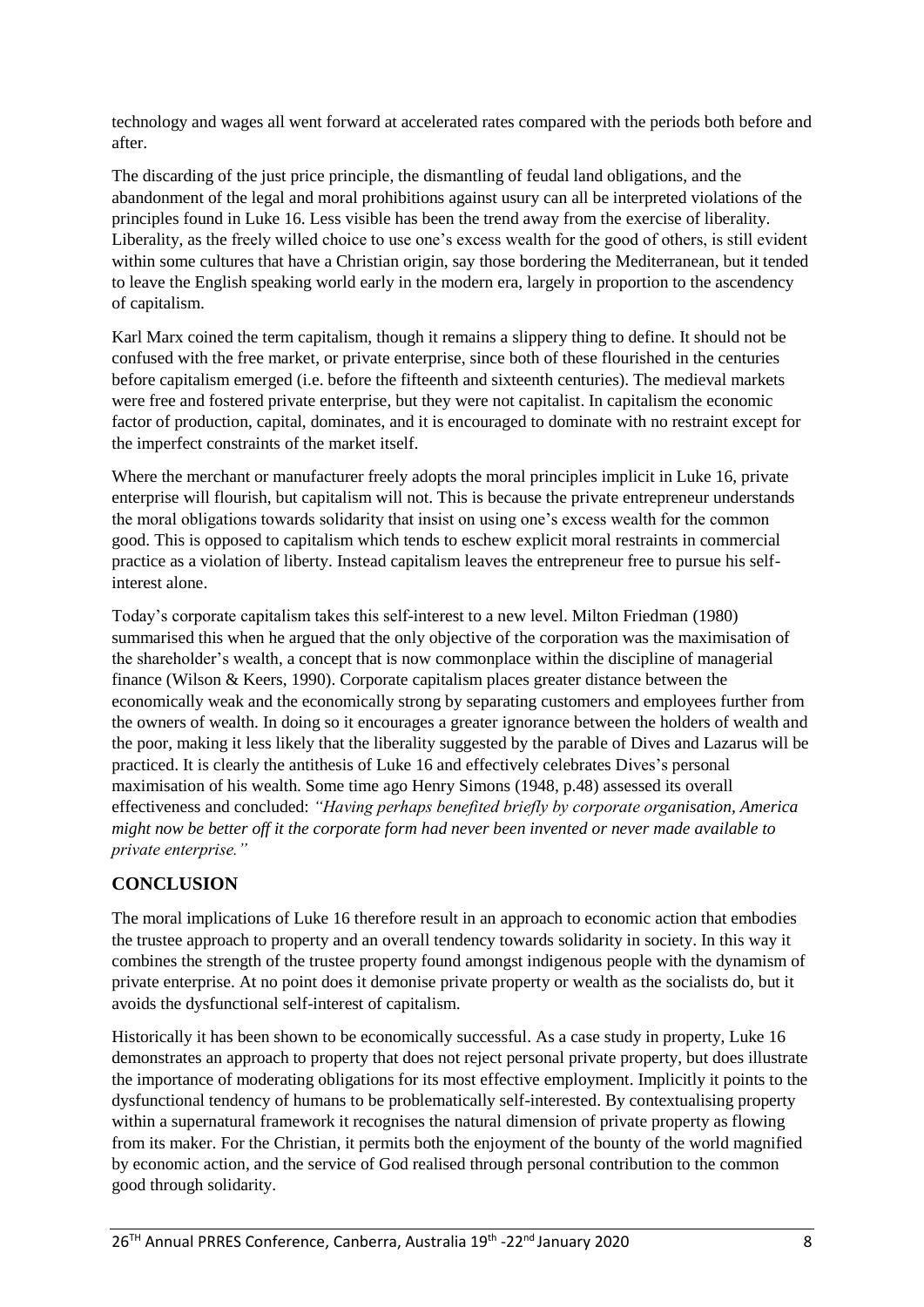technology and wages all went forward at accelerated rates compared with the periods both before and after.

The discarding of the just price principle, the dismantling of feudal land obligations, and the abandonment of the legal and moral prohibitions against usury can all be interpreted violations of the principles found in Luke 16. Less visible has been the trend away from the exercise of liberality. Liberality, as the freely willed choice to use one's excess wealth for the good of others, is still evident within some cultures that have a Christian origin, say those bordering the Mediterranean, but it tended to leave the English speaking world early in the modern era, largely in proportion to the ascendency of capitalism.

Karl Marx coined the term capitalism, though it remains a slippery thing to define. It should not be confused with the free market, or private enterprise, since both of these flourished in the centuries before capitalism emerged (i.e. before the fifteenth and sixteenth centuries). The medieval markets were free and fostered private enterprise, but they were not capitalist. In capitalism the economic factor of production, capital, dominates, and it is encouraged to dominate with no restraint except for the imperfect constraints of the market itself.

Where the merchant or manufacturer freely adopts the moral principles implicit in Luke 16, private enterprise will flourish, but capitalism will not. This is because the private entrepreneur understands the moral obligations towards solidarity that insist on using one's excess wealth for the common good. This is opposed to capitalism which tends to eschew explicit moral restraints in commercial practice as a violation of liberty. Instead capitalism leaves the entrepreneur free to pursue his self-interest alone.

Today's corporate capitalism takes this self-interest to a new level. Milton Friedman (1980) summarised this when he argued that the only objective of the corporation was the maximisation of the shareholder's wealth, a concept that is now commonplace within the discipline of managerial finance (Wilson & Keers, 1990). Corporate capitalism places greater distance between the economically weak and the economically strong by separating customers and employees further from the owners of wealth. In doing so it encourages a greater ignorance between the holders of wealth and the poor, making it less likely that the liberality suggested by the parable of Dives and Lazarus will be practiced. It is clearly the antithesis of Luke 16 and effectively celebrates Dives's personal maximisation of his wealth. Some time ago Henry Simons (1948, p.48) assessed its overall effectiveness and concluded: *"Having perhaps benefited briefly by corporate organisation, America might now be better off it the corporate form had never been invented or never made available to private enterprise."*

## CONCLUSION

The moral implications of Luke 16 therefore result in an approach to economic action that embodies the trustee approach to property and an overall tendency towards solidarity in society. In this way it combines the strength of the trustee property found amongst indigenous people with the dynamism of private enterprise. At no point does it demonise private property or wealth as the socialists do, but it avoids the dysfunctional self-interest of capitalism.

Historically it has been shown to be economically successful. As a case study in property, Luke 16 demonstrates an approach to property that does not reject personal private property, but does illustrate the importance of moderating obligations for its most effective employment. Implicitly it points to the dysfunctional tendency of humans to be problematically self-interested. By contextualising property within a supernatural framework it recognises the natural dimension of private property as flowing from its maker. For the Christian, it permits both the enjoyment of the bounty of the world magnified by economic action, and the service of God realised through personal contribution to the common good through solidarity.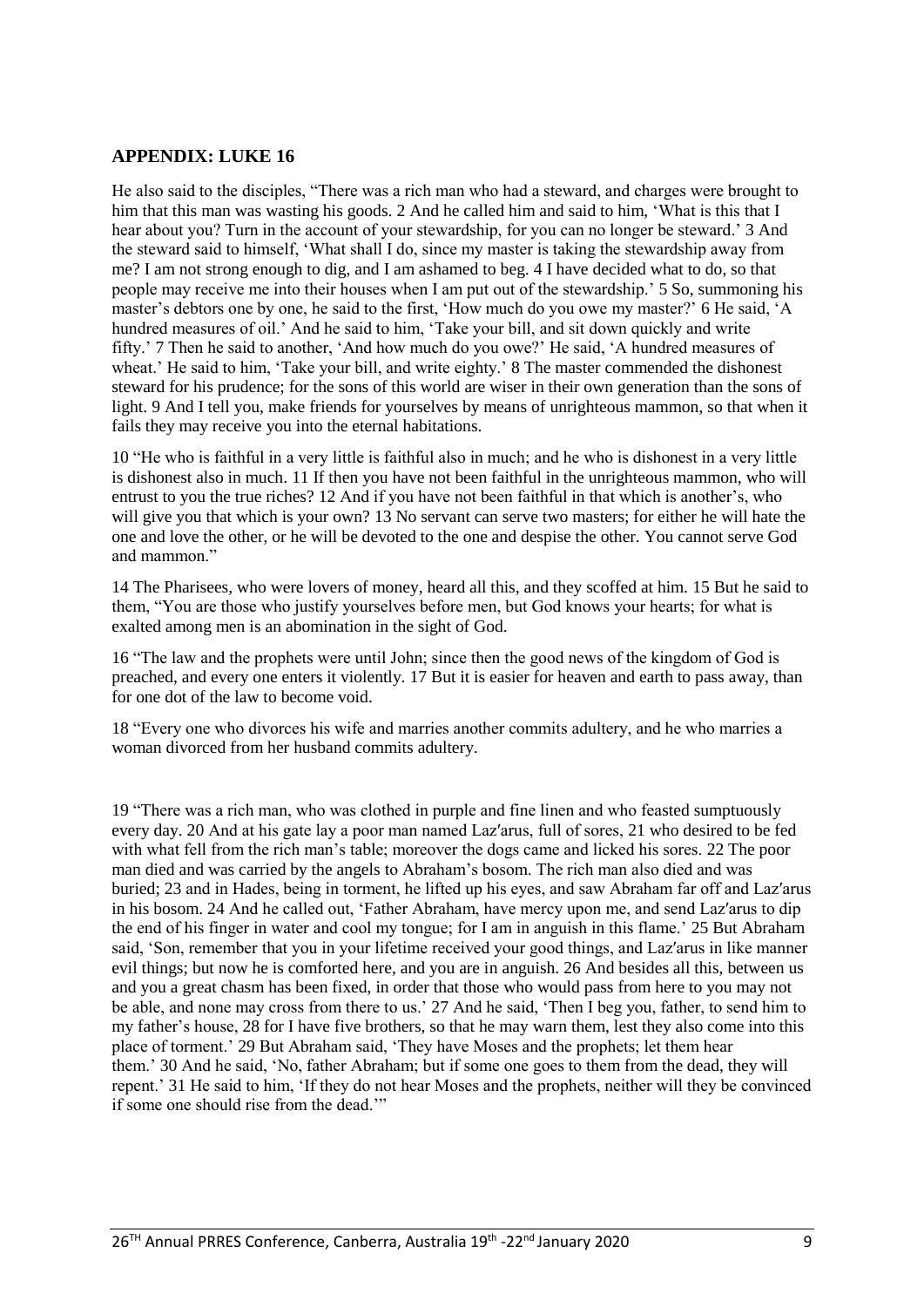## APPENDIX: LUKE 16

He also said to the disciples, "There was a rich man who had a steward, and charges were brought to him that this man was wasting his goods. 2 And he called him and said to him, 'What is this that I hear about you? Turn in the account of your stewardship, for you can no longer be steward.' 3 And the steward said to himself, 'What shall I do, since my master is taking the stewardship away from me? I am not strong enough to dig, and I am ashamed to beg. 4 I have decided what to do, so that people may receive me into their houses when I am put out of the stewardship.' 5 So, summoning his master's debtors one by one, he said to the first, 'How much do you owe my master?' 6 He said, 'A hundred measures of oil.' And he said to him, 'Take your bill, and sit down quickly and write fifty.' 7 Then he said to another, 'And how much do you owe?' He said, 'A hundred measures of wheat.' He said to him, 'Take your bill, and write eighty.' 8 The master commended the dishonest steward for his prudence; for the sons of this world are wiser in their own generation than the sons of light. 9 And I tell you, make friends for yourselves by means of unrighteous mammon, so that when it fails they may receive you into the eternal habitations.

10 "He who is faithful in a very little is faithful also in much; and he who is dishonest in a very little is dishonest also in much. 11 If then you have not been faithful in the unrighteous mammon, who will entrust to you the true riches? 12 And if you have not been faithful in that which is another's, who will give you that which is your own? 13 No servant can serve two masters; for either he will hate the one and love the other, or he will be devoted to the one and despise the other. You cannot serve God and mammon."

14 The Pharisees, who were lovers of money, heard all this, and they scoffed at him. 15 But he said to them, "You are those who justify yourselves before men, but God knows your hearts; for what is exalted among men is an abomination in the sight of God.

16 "The law and the prophets were until John; since then the good news of the kingdom of God is preached, and every one enters it violently. 17 But it is easier for heaven and earth to pass away, than for one dot of the law to become void.

18 "Every one who divorces his wife and marries another commits adultery, and he who marries a woman divorced from her husband commits adultery.

19 "There was a rich man, who was clothed in purple and fine linen and who feasted sumptuously every day. 20 And at his gate lay a poor man named Laz′arus, full of sores, 21 who desired to be fed with what fell from the rich man's table; moreover the dogs came and licked his sores. 22 The poor man died and was carried by the angels to Abraham's bosom. The rich man also died and was buried; 23 and in Hades, being in torment, he lifted up his eyes, and saw Abraham far off and Laz′arus in his bosom. 24 And he called out, 'Father Abraham, have mercy upon me, and send Laz′arus to dip the end of his finger in water and cool my tongue; for I am in anguish in this flame.' 25 But Abraham said, 'Son, remember that you in your lifetime received your good things, and Laz′arus in like manner evil things; but now he is comforted here, and you are in anguish. 26 And besides all this, between us and you a great chasm has been fixed, in order that those who would pass from here to you may not be able, and none may cross from there to us.' 27 And he said, 'Then I beg you, father, to send him to my father's house, 28 for I have five brothers, so that he may warn them, lest they also come into this place of torment.' 29 But Abraham said, 'They have Moses and the prophets; let them hear them.' 30 And he said, 'No, father Abraham; but if some one goes to them from the dead, they will repent.' 31 He said to him, 'If they do not hear Moses and the prophets, neither will they be convinced if some one should rise from the dead.'"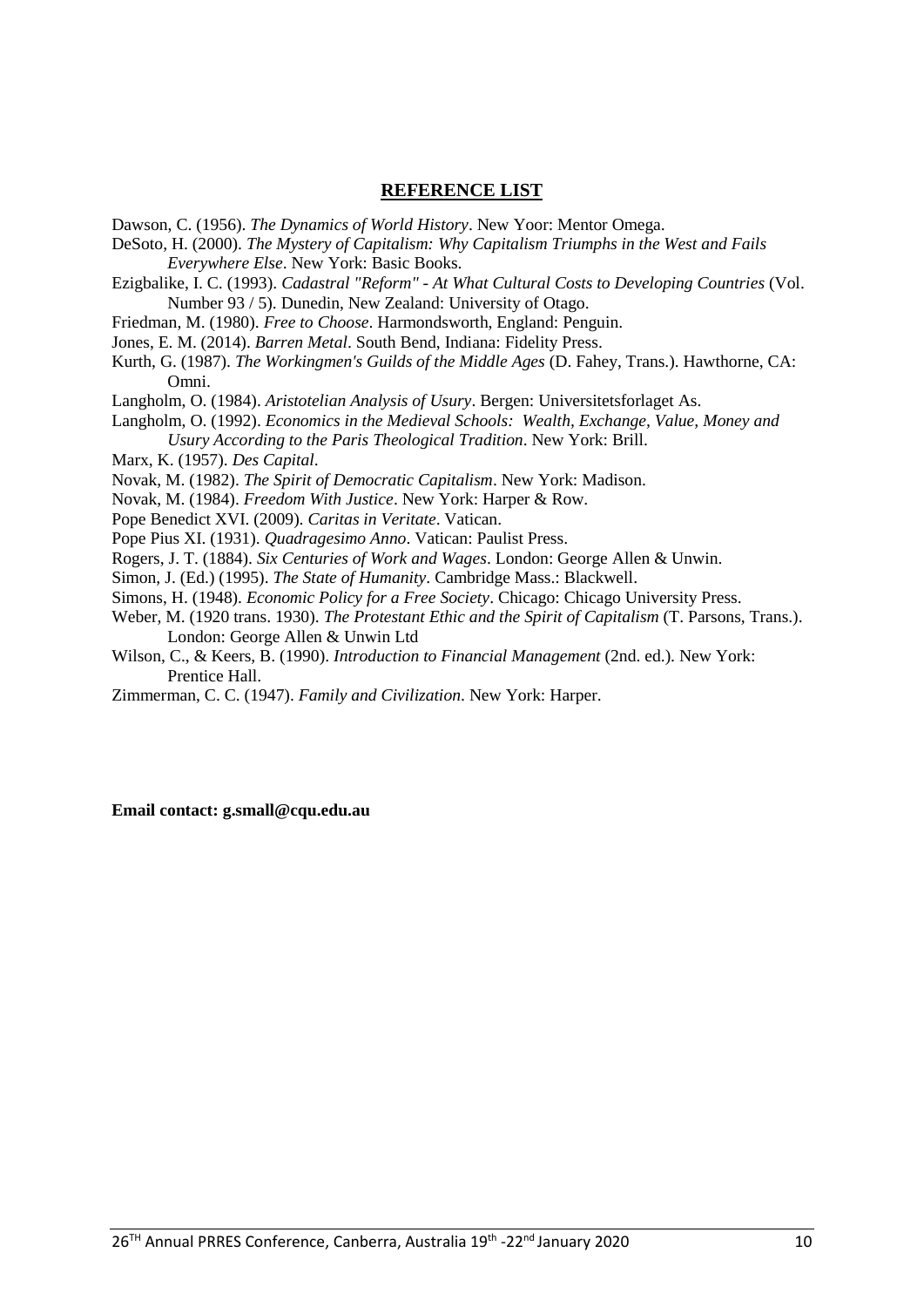## REFERENCE LIST

Dawson, C. (1956). *The Dynamics of World History*. New Yoor: Mentor Omega.

DeSoto, H. (2000). *The Mystery of Capitalism: Why Capitalism Triumphs in the West and Fails Everywhere Else*. New York: Basic Books.

Ezigbalike, I. C. (1993). *Cadastral "Reform" - At What Cultural Costs to Developing Countries* (Vol. Number 93 / 5). Dunedin, New Zealand: University of Otago.

Friedman, M. (1980). *Free to Choose*. Harmondsworth, England: Penguin.

Jones, E. M. (2014). *Barren Metal*. South Bend, Indiana: Fidelity Press.

Kurth, G. (1987). *The Workingmen's Guilds of the Middle Ages* (D. Fahey, Trans.). Hawthorne, CA: Omni.

Langholm, O. (1984). *Aristotelian Analysis of Usury*. Bergen: Universitetsforlaget As.

Langholm, O. (1992). *Economics in the Medieval Schools: Wealth, Exchange, Value, Money and Usury According to the Paris Theological Tradition*. New York: Brill.

Marx, K. (1957). *Des Capital*.

Novak, M. (1982). *The Spirit of Democratic Capitalism*. New York: Madison.

Novak, M. (1984). *Freedom With Justice*. New York: Harper & Row.

Pope Benedict XVI. (2009). *Caritas in Veritate*. Vatican.

Pope Pius XI. (1931). *Quadragesimo Anno*. Vatican: Paulist Press.

Rogers, J. T. (1884). *Six Centuries of Work and Wages*. London: George Allen & Unwin.

Simon, J. (Ed.) (1995). *The State of Humanity*. Cambridge Mass.: Blackwell.

Simons, H. (1948). *Economic Policy for a Free Society*. Chicago: Chicago University Press.

Weber, M. (1920 trans. 1930). *The Protestant Ethic and the Spirit of Capitalism* (T. Parsons, Trans.). London: George Allen & Unwin Ltd

Wilson, C., & Keers, B. (1990). *Introduction to Financial Management* (2nd. ed.). New York: Prentice Hall.

Zimmerman, C. C. (1947). *Family and Civilization*. New York: Harper.

**Email contact: g.small@cqu.edu.au**